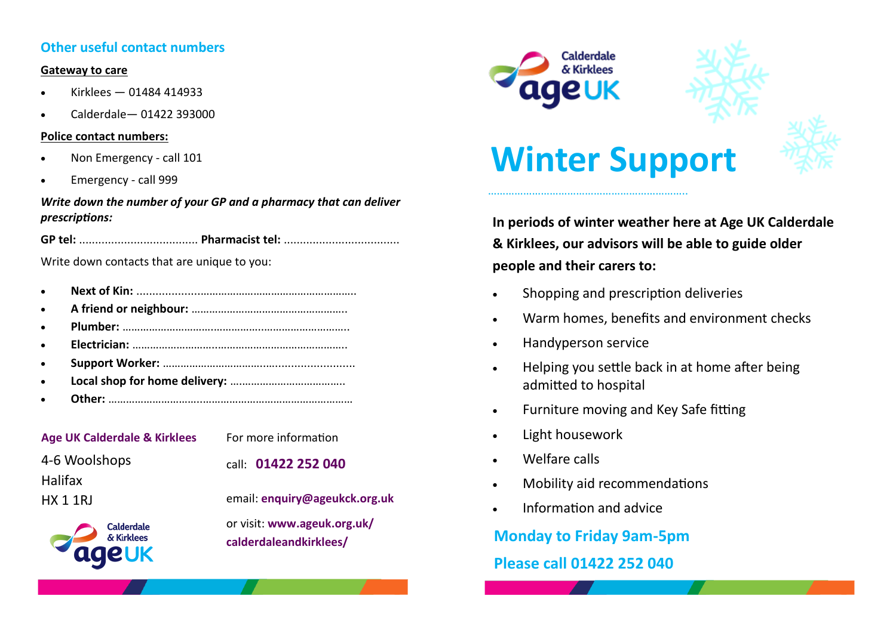## Other useful contact numbers

**Gateway to care**

- Kirklees — 01484 414933
- Calderdale— 01422 393000

**Police contact numbers:**

- Non Emergency - call 101
- Emergency - call 999

***Write down the number of your GP and a pharmacy that can deliver prescriptions:***

**GP tel:** ..................................... **Pharmacist tel:** ....................................

Write down contacts that are unique to you:

- **Next of Kin:** ........................................................................
- **A friend or neighbour:** ....................................................
- **Plumber:** ............................................................................
- **Electrician:** ........................................................................
- **Support Worker:** ...............................................................
- **Local shop for home delivery:** .......................................
- **Other:** ..................................................................................

**Age UK Calderdale & Kirklees**

4-6 Woolshops
Halifax
HX 1 1RJ

For more information

call: **01422 252 040**

email: **enquiry@ageukck.org.uk**

or visit: **www.ageuk.org.uk/calderdaleandkirklees/**

Calderdale & Kirklees age UK

# Winter Support

**In periods of winter weather here at Age UK Calderdale & Kirklees, our advisors will be able to guide older people and their carers to:**

- Shopping and prescription deliveries
- Warm homes, benefits and environment checks
- Handyperson service
- Helping you settle back in at home after being admitted to hospital
- Furniture moving and Key Safe fitting
- Light housework
- Welfare calls
- Mobility aid recommendations
- Information and advice

**Monday to Friday 9am-5pm**

**Please call 01422 252 040**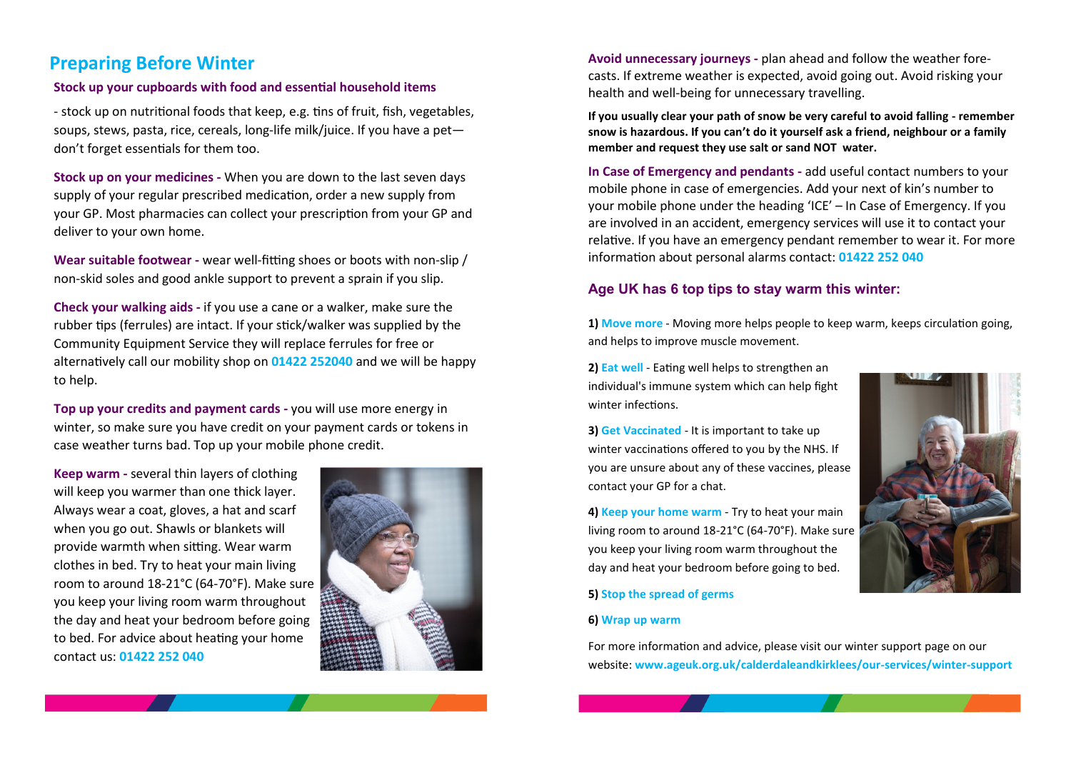## Preparing Before Winter

**Stock up your cupboards with food and essential household items**

- stock up on nutritional foods that keep, e.g. tins of fruit, fish, vegetables, soups, stews, pasta, rice, cereals, long-life milk/juice. If you have a pet—don't forget essentials for them too.

**Stock up on your medicines -** When you are down to the last seven days supply of your regular prescribed medication, order a new supply from your GP. Most pharmacies can collect your prescription from your GP and deliver to your own home.

**Wear suitable footwear -** wear well-fitting shoes or boots with non-slip / non-skid soles and good ankle support to prevent a sprain if you slip.

**Check your walking aids -** if you use a cane or a walker, make sure the rubber tips (ferrules) are intact. If your stick/walker was supplied by the Community Equipment Service they will replace ferrules for free or alternatively call our mobility shop on **01422 252040** and we will be happy to help.

**Top up your credits and payment cards -** you will use more energy in winter, so make sure you have credit on your payment cards or tokens in case weather turns bad. Top up your mobile phone credit.

**Keep warm -** several thin layers of clothing will keep you warmer than one thick layer. Always wear a coat, gloves, a hat and scarf when you go out. Shawls or blankets will provide warmth when sitting. Wear warm clothes in bed. Try to heat your main living room to around 18-21°C (64-70°F). Make sure you keep your living room warm throughout the day and heat your bedroom before going to bed. For advice about heating your home contact us: **01422 252 040**

**Avoid unnecessary journeys -** plan ahead and follow the weather fore-casts. If extreme weather is expected, avoid going out. Avoid risking your health and well-being for unnecessary travelling.

**If you usually clear your path of snow be very careful to avoid falling - remember snow is hazardous. If you can't do it yourself ask a friend, neighbour or a family member and request they use salt or sand NOT water.**

**In Case of Emergency and pendants -** add useful contact numbers to your mobile phone in case of emergencies. Add your next of kin's number to your mobile phone under the heading 'ICE' – In Case of Emergency. If you are involved in an accident, emergency services will use it to contact your relative. If you have an emergency pendant remember to wear it. For more information about personal alarms contact: **01422 252 040**

### Age UK has 6 top tips to stay warm this winter:

**1) Move more** - Moving more helps people to keep warm, keeps circulation going, and helps to improve muscle movement.

**2) Eat well** - Eating well helps to strengthen an individual's immune system which can help fight winter infections.

**3) Get Vaccinated** - It is important to take up winter vaccinations offered to you by the NHS. If you are unsure about any of these vaccines, please contact your GP for a chat.

**4) Keep your home warm** - Try to heat your main living room to around 18-21°C (64-70°F). Make sure you keep your living room warm throughout the day and heat your bedroom before going to bed.

**5) Stop the spread of germs**

**6) Wrap up warm**

For more information and advice, please visit our winter support page on our website: **www.ageuk.org.uk/calderdaleandkirklees/our-services/winter-support**